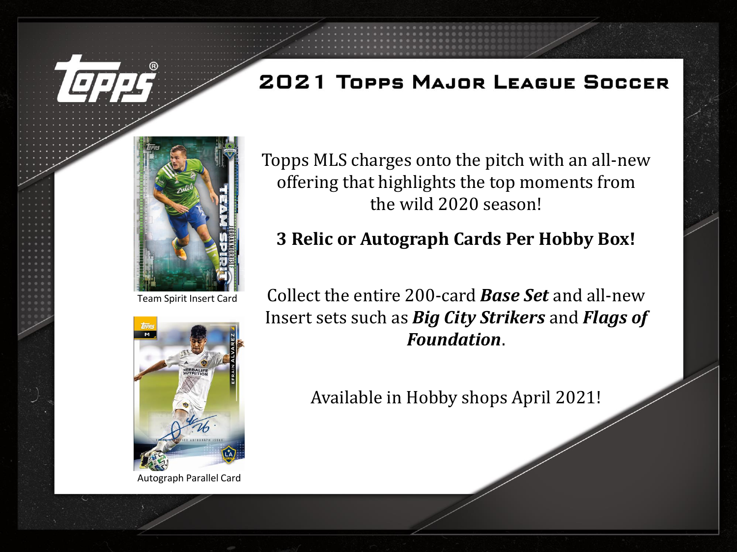# 2021 Topps Major League Soccer

Team Spirit Insert Card

Autograph Parallel Card

Topps MLS charges onto the pitch with an all-new offering that highlights the top moments from the wild 2020 season!

**3 Relic or Autograph Cards Per Hobby Box!**

Collect the entire 200-card ***Base Set*** and all-new Insert sets such as ***Big City Strikers*** and ***Flags of Foundation***.

Available in Hobby shops April 2021!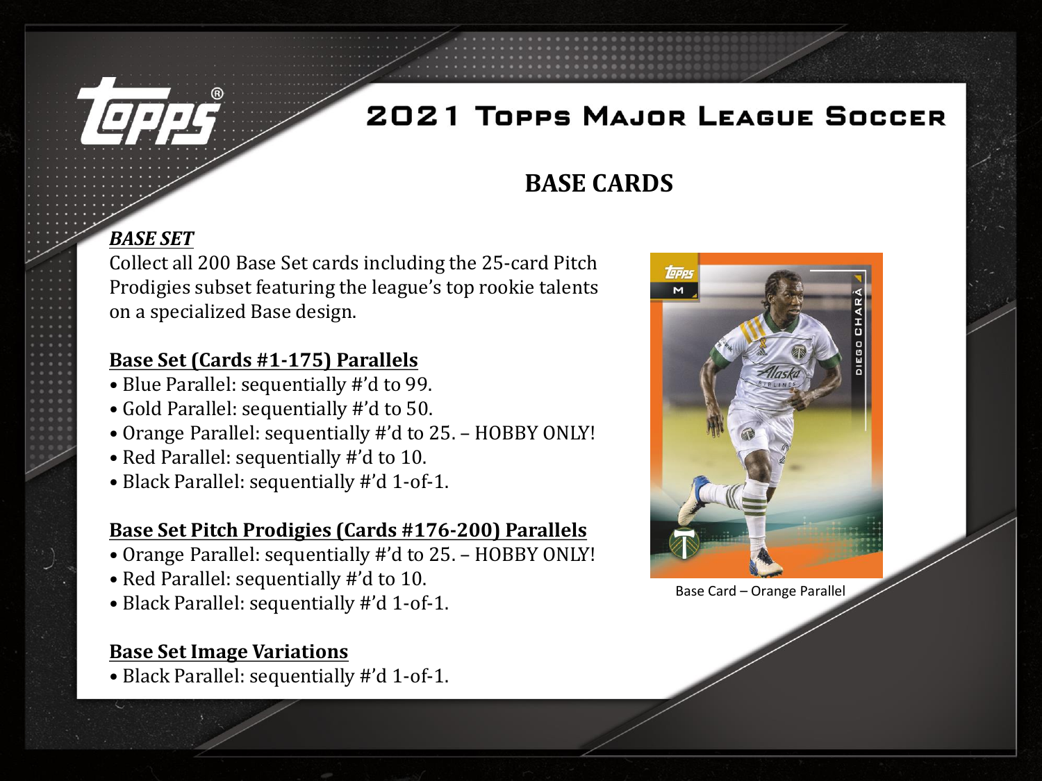# 2021 Topps Major League Soccer

## BASE CARDS

***BASE SET***

Collect all 200 Base Set cards including the 25-card Pitch Prodigies subset featuring the league's top rookie talents on a specialized Base design.

**Base Set (Cards #1-175) Parallels**

- Blue Parallel: sequentially #'d to 99.
- Gold Parallel: sequentially #'d to 50.
- Orange Parallel: sequentially #'d to 25. – HOBBY ONLY!
- Red Parallel: sequentially #'d to 10.
- Black Parallel: sequentially #'d 1-of-1.

**Base Set Pitch Prodigies (Cards #176-200) Parallels**

- Orange Parallel: sequentially #'d to 25. – HOBBY ONLY!
- Red Parallel: sequentially #'d to 10.
- Black Parallel: sequentially #'d 1-of-1.

**Base Set Image Variations**

- Black Parallel: sequentially #'d 1-of-1.

Base Card – Orange Parallel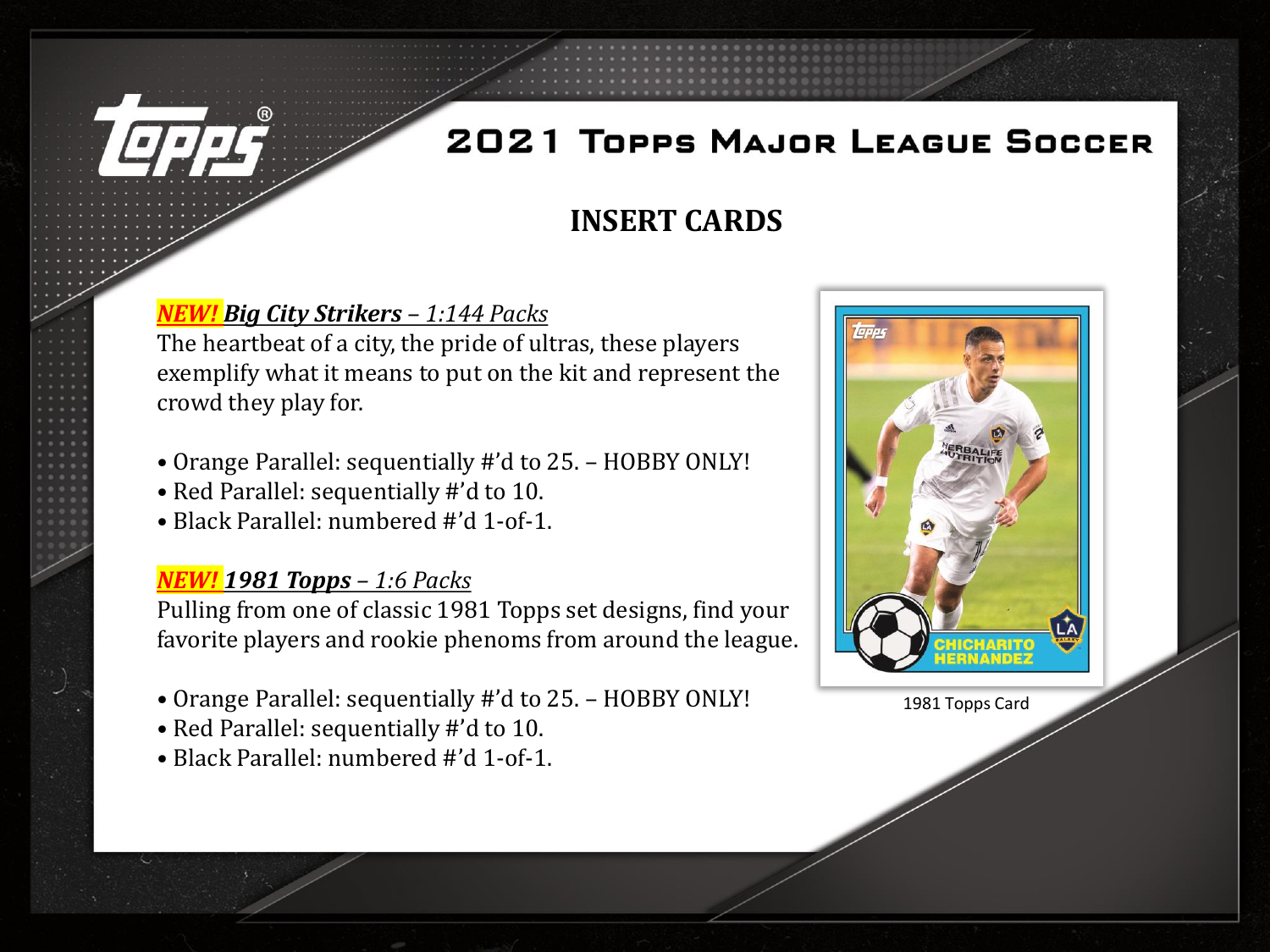# 2021 Topps Major League Soccer

## INSERT CARDS

***NEW! Big City Strikers** – 1:144 Packs*

The heartbeat of a city, the pride of ultras, these players exemplify what it means to put on the kit and represent the crowd they play for.

- Orange Parallel: sequentially #'d to 25. – HOBBY ONLY!
- Red Parallel: sequentially #'d to 10.
- Black Parallel: numbered #'d 1-of-1.

***NEW! 1981 Topps** – 1:6 Packs*

Pulling from one of classic 1981 Topps set designs, find your favorite players and rookie phenoms from around the league.

- Orange Parallel: sequentially #'d to 25. – HOBBY ONLY!
- Red Parallel: sequentially #'d to 10.
- Black Parallel: numbered #'d 1-of-1.

1981 Topps Card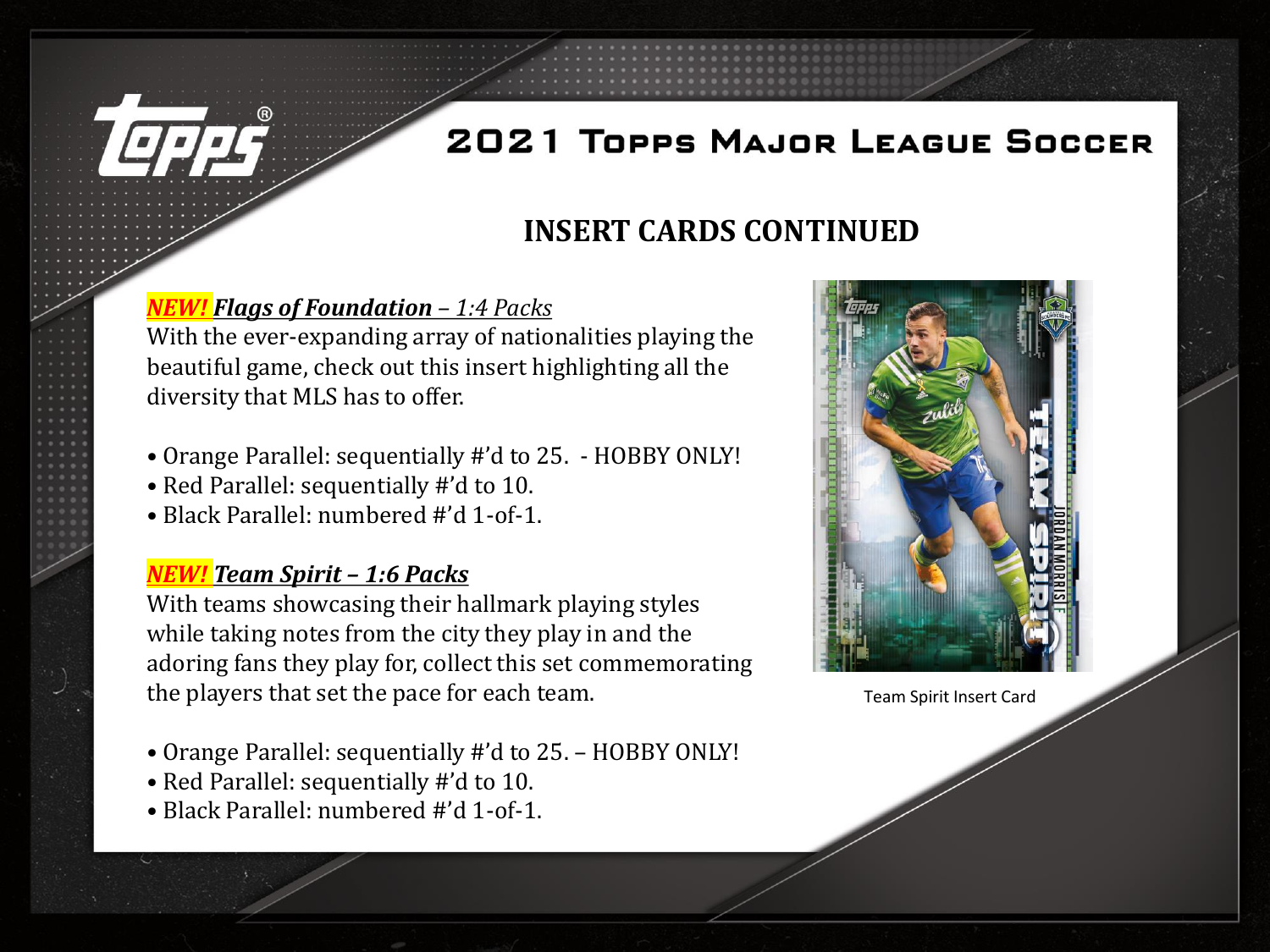# 2021 Topps Major League Soccer

## INSERT CARDS CONTINUED

***NEW!* *Flags of Foundation* – *1:4 Packs***

With the ever-expanding array of nationalities playing the beautiful game, check out this insert highlighting all the diversity that MLS has to offer.

- Orange Parallel: sequentially #'d to 25. - HOBBY ONLY!
- Red Parallel: sequentially #'d to 10.
- Black Parallel: numbered #'d 1-of-1.

***NEW!* *Team Spirit – 1:6 Packs***

With teams showcasing their hallmark playing styles while taking notes from the city they play in and the adoring fans they play for, collect this set commemorating the players that set the pace for each team.

- Orange Parallel: sequentially #'d to 25. – HOBBY ONLY!
- Red Parallel: sequentially #'d to 10.
- Black Parallel: numbered #'d 1-of-1.

Team Spirit Insert Card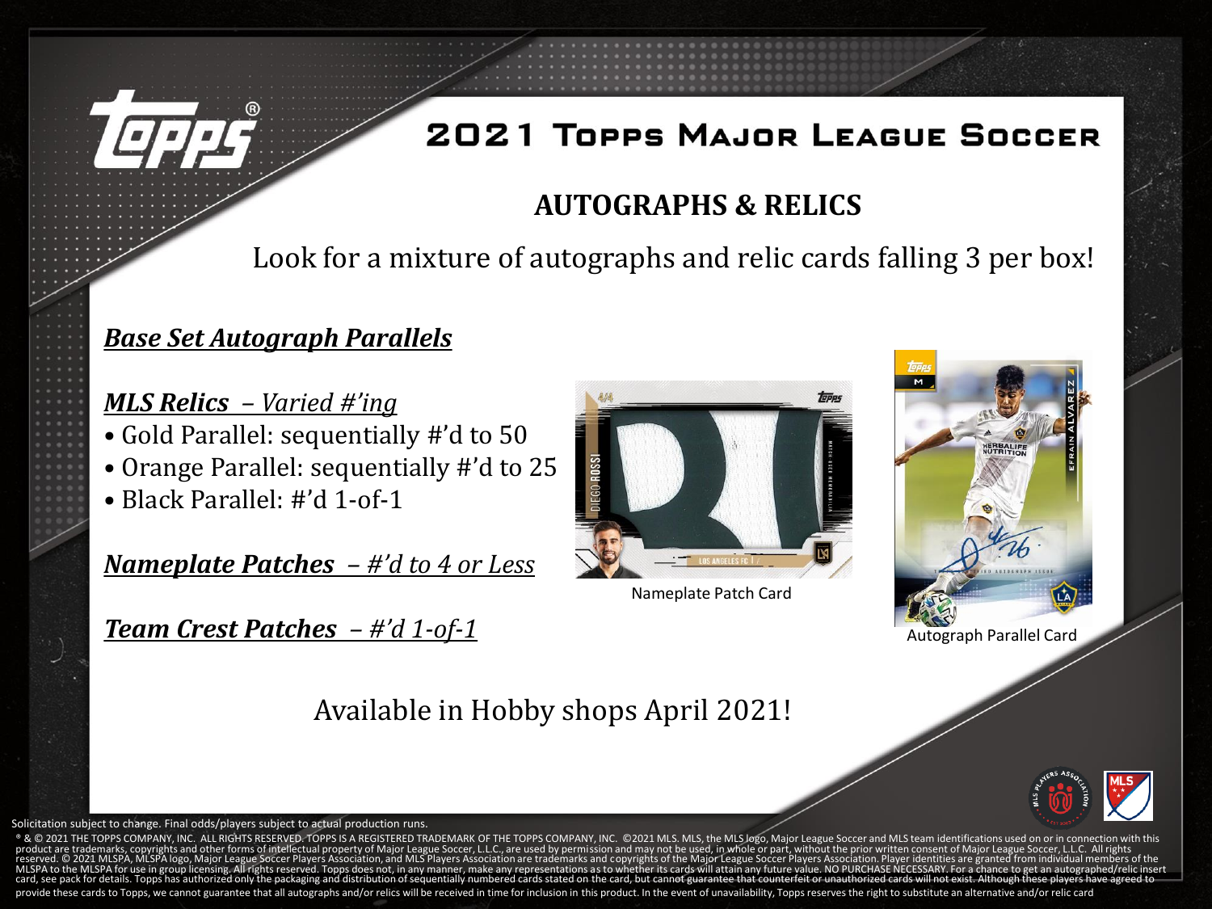# 2021 Topps Major League Soccer

## AUTOGRAPHS & RELICS

Look for a mixture of autographs and relic cards falling 3 per box!

***Base Set Autograph Parallels***

***MLS Relics*** *– Varied #'ing*

- Gold Parallel: sequentially #'d to 50
- Orange Parallel: sequentially #'d to 25
- Black Parallel: #'d 1-of-1

***Nameplate Patches*** *– #'d to 4 or Less*

***Team Crest Patches*** *– #'d 1-of-1*

Nameplate Patch Card

Autograph Parallel Card

Available in Hobby shops April 2021!

Solicitation subject to change. Final odds/players subject to actual production runs.

® & © 2021 THE TOPPS COMPANY, INC. ALL RIGHTS RESERVED. TOPPS IS A REGISTERED TRADEMARK OF THE TOPPS COMPANY, INC. ©2021 MLS. MLS, the MLS logo, Major League Soccer and MLS team identifications used on or in connection with this product are trademarks, copyrights and other forms of intellectual property of Major League Soccer, L.L.C., are used by permission and may not be used, in whole or part, without the prior written consent of Major League Soccer, L.L.C. All rights reserved. © 2021 MLSPA, MLSPA logo, Major League Soccer Players Association, and MLS Players Association are trademarks and copyrights of the Major League Soccer Players Association. Player identities are granted from individual members of the MLSPA to the MLSPA for use in group licensing. All rights reserved. Topps does not, in any manner, make any representations as to whether its cards will attain any future value. NO PURCHASE NECESSARY. For a chance to get an autographed/relic insert card, see pack for details. Topps has authorized only the packaging and distribution of sequentially numbered cards stated on the card, but cannot guarantee that counterfeit or unauthorized cards will not exist. Although these players have agreed to provide these cards to Topps, we cannot guarantee that all autographs and/or relics will be received in time for inclusion in this product. In the event of unavailability, Topps reserves the right to substitute an alternative and/or relic card